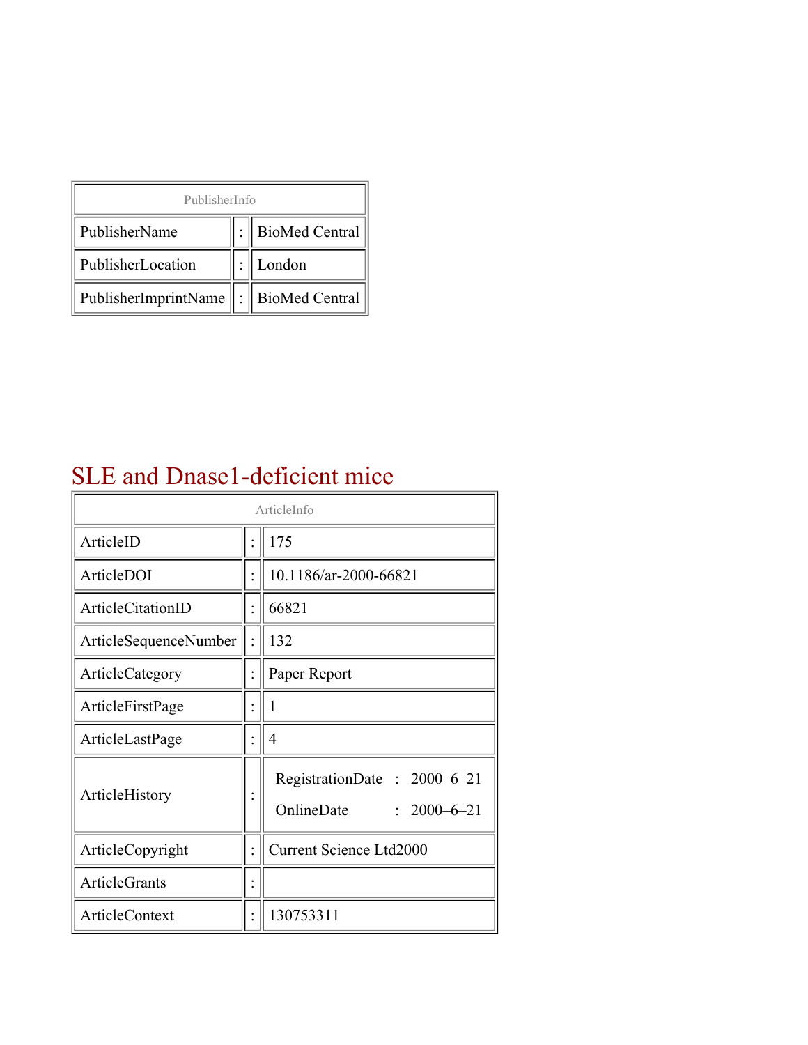| PublisherInfo | | |
| --- | --- | --- |
| PublisherName | : | BioMed Central |
| PublisherLocation | : | London |
| PublisherImprintName | : | BioMed Central |

# SLE and Dnase1-deficient mice

| ArticleInfo | | |
| --- | --- | --- |
| ArticleID | : | 175 |
| ArticleDOI | : | 10.1186/ar-2000-66821 |
| ArticleCitationID | : | 66821 |
| ArticleSequenceNumber | : | 132 |
| ArticleCategory | : | Paper Report |
| ArticleFirstPage | : | 1 |
| ArticleLastPage | : | 4 |
| ArticleHistory | : | RegistrationDate : 2000–6–21<br>OnlineDate : 2000–6–21 |
| ArticleCopyright | : | Current Science Ltd2000 |
| ArticleGrants | : | |
| ArticleContext | : | 130753311 |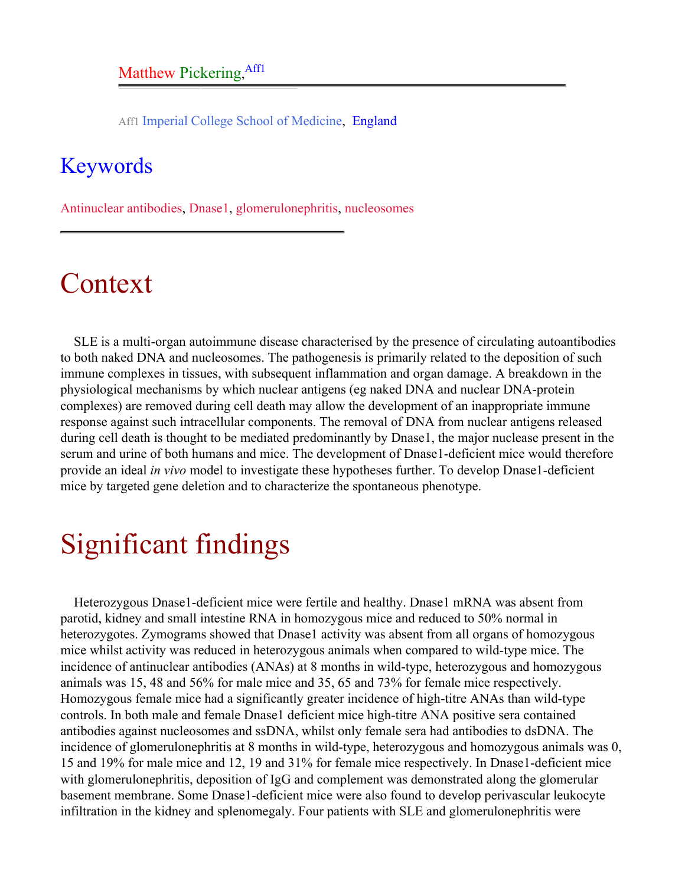Matthew Pickering,[Aff1]

[Aff1] Imperial College School of Medicine, England

## Keywords

Antinuclear antibodies, Dnase1, glomerulonephritis, nucleosomes

# Context

SLE is a multi-organ autoimmune disease characterised by the presence of circulating autoantibodies to both naked DNA and nucleosomes. The pathogenesis is primarily related to the deposition of such immune complexes in tissues, with subsequent inflammation and organ damage. A breakdown in the physiological mechanisms by which nuclear antigens (eg naked DNA and nuclear DNA-protein complexes) are removed during cell death may allow the development of an inappropriate immune response against such intracellular components. The removal of DNA from nuclear antigens released during cell death is thought to be mediated predominantly by Dnase1, the major nuclease present in the serum and urine of both humans and mice. The development of Dnase1-deficient mice would therefore provide an ideal *in vivo* model to investigate these hypotheses further. To develop Dnase1-deficient mice by targeted gene deletion and to characterize the spontaneous phenotype.

# Significant findings

Heterozygous Dnase1-deficient mice were fertile and healthy. Dnase1 mRNA was absent from parotid, kidney and small intestine RNA in homozygous mice and reduced to 50% normal in heterozygotes. Zymograms showed that Dnase1 activity was absent from all organs of homozygous mice whilst activity was reduced in heterozygous animals when compared to wild-type mice. The incidence of antinuclear antibodies (ANAs) at 8 months in wild-type, heterozygous and homozygous animals was 15, 48 and 56% for male mice and 35, 65 and 73% for female mice respectively. Homozygous female mice had a significantly greater incidence of high-titre ANAs than wild-type controls. In both male and female Dnase1 deficient mice high-titre ANA positive sera contained antibodies against nucleosomes and ssDNA, whilst only female sera had antibodies to dsDNA. The incidence of glomerulonephritis at 8 months in wild-type, heterozygous and homozygous animals was 0, 15 and 19% for male mice and 12, 19 and 31% for female mice respectively. In Dnase1-deficient mice with glomerulonephritis, deposition of IgG and complement was demonstrated along the glomerular basement membrane. Some Dnase1-deficient mice were also found to develop perivascular leukocyte infiltration in the kidney and splenomegaly. Four patients with SLE and glomerulonephritis were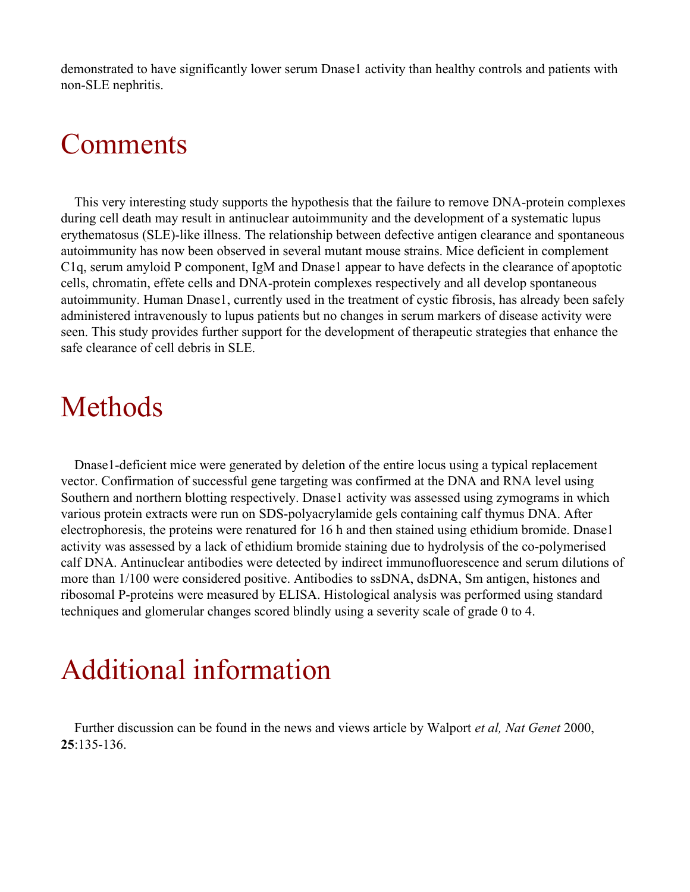demonstrated to have significantly lower serum Dnase1 activity than healthy controls and patients with non-SLE nephritis.

# Comments

This very interesting study supports the hypothesis that the failure to remove DNA-protein complexes during cell death may result in antinuclear autoimmunity and the development of a systematic lupus erythematosus (SLE)-like illness. The relationship between defective antigen clearance and spontaneous autoimmunity has now been observed in several mutant mouse strains. Mice deficient in complement C1q, serum amyloid P component, IgM and Dnase1 appear to have defects in the clearance of apoptotic cells, chromatin, effete cells and DNA-protein complexes respectively and all develop spontaneous autoimmunity. Human Dnase1, currently used in the treatment of cystic fibrosis, has already been safely administered intravenously to lupus patients but no changes in serum markers of disease activity were seen. This study provides further support for the development of therapeutic strategies that enhance the safe clearance of cell debris in SLE.

# Methods

Dnase1-deficient mice were generated by deletion of the entire locus using a typical replacement vector. Confirmation of successful gene targeting was confirmed at the DNA and RNA level using Southern and northern blotting respectively. Dnase1 activity was assessed using zymograms in which various protein extracts were run on SDS-polyacrylamide gels containing calf thymus DNA. After electrophoresis, the proteins were renatured for 16 h and then stained using ethidium bromide. Dnase1 activity was assessed by a lack of ethidium bromide staining due to hydrolysis of the co-polymerised calf DNA. Antinuclear antibodies were detected by indirect immunofluorescence and serum dilutions of more than 1/100 were considered positive. Antibodies to ssDNA, dsDNA, Sm antigen, histones and ribosomal P-proteins were measured by ELISA. Histological analysis was performed using standard techniques and glomerular changes scored blindly using a severity scale of grade 0 to 4.

# Additional information

Further discussion can be found in the news and views article by Walport *et al, Nat Genet* 2000, **25**:135-136.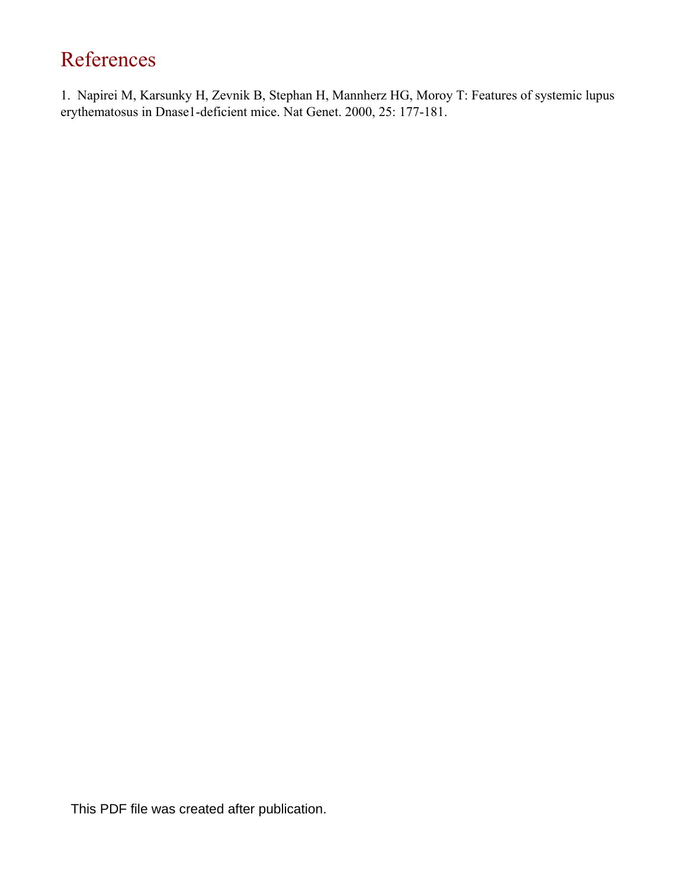# References

1. Napirei M, Karsunky H, Zevnik B, Stephan H, Mannherz HG, Moroy T: Features of systemic lupus erythematosus in Dnase1-deficient mice. Nat Genet. 2000, 25: 177-181.

This PDF file was created after publication.